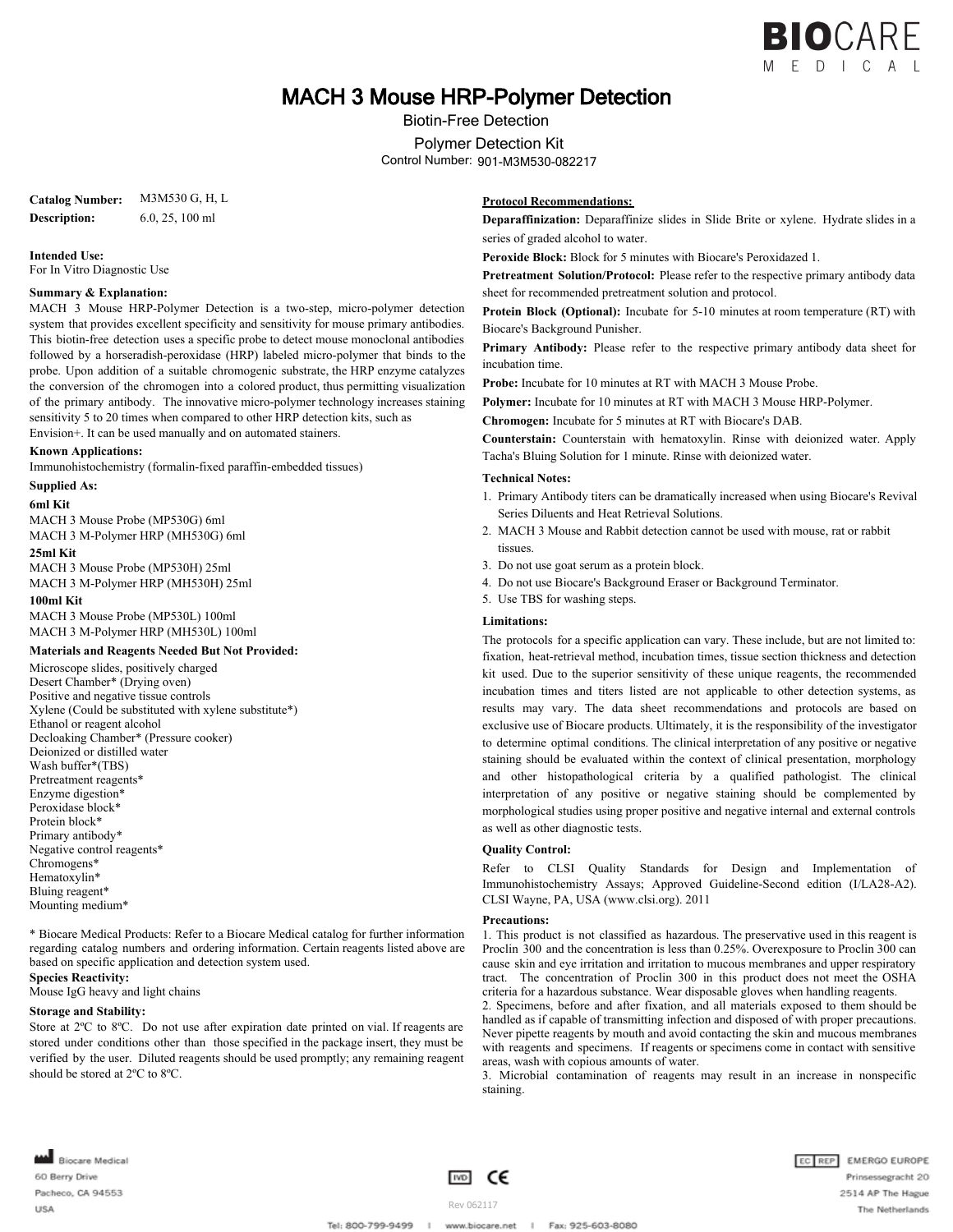# MACH 3 Mouse HRP-Polymer Detection

Biotin-Free Detection

Polymer Detection Kit

Control Number: 901-M3M530-082217

**Catalog Number:** M3M530 G, H, L

**Description:** 6.0, 25, 100 ml

**Intended Use:**
For In Vitro Diagnostic Use

**Summary & Explanation:**
MACH 3 Mouse HRP-Polymer Detection is a two-step, micro-polymer detection system that provides excellent specificity and sensitivity for mouse primary antibodies. This biotin-free detection uses a specific probe to detect mouse monoclonal antibodies followed by a horseradish-peroxidase (HRP) labeled micro-polymer that binds to the probe. Upon addition of a suitable chromogenic substrate, the HRP enzyme catalyzes the conversion of the chromogen into a colored product, thus permitting visualization of the primary antibody. The innovative micro-polymer technology increases staining sensitivity 5 to 20 times when compared to other HRP detection kits, such as Envision+. It can be used manually and on automated stainers.

**Known Applications:**
Immunohistochemistry (formalin-fixed paraffin-embedded tissues)

**Supplied As:**

**6ml Kit**
MACH 3 Mouse Probe (MP530G) 6ml
MACH 3 M-Polymer HRP (MH530G) 6ml

**25ml Kit**
MACH 3 Mouse Probe (MP530H) 25ml
MACH 3 M-Polymer HRP (MH530H) 25ml

**100ml Kit**
MACH 3 Mouse Probe (MP530L) 100ml
MACH 3 M-Polymer HRP (MH530L) 100ml

**Materials and Reagents Needed But Not Provided:**
Microscope slides, positively charged
Desert Chamber* (Drying oven)
Positive and negative tissue controls
Xylene (Could be substituted with xylene substitute*)
Ethanol or reagent alcohol
Decloaking Chamber* (Pressure cooker)
Deionized or distilled water
Wash buffer*(TBS)
Pretreatment reagents*
Enzyme digestion*
Peroxidase block*
Protein block*
Primary antibody*
Negative control reagents*
Chromogens*
Hematoxylin*
Bluing reagent*
Mounting medium*

* Biocare Medical Products: Refer to a Biocare Medical catalog for further information regarding catalog numbers and ordering information. Certain reagents listed above are based on specific application and detection system used.

**Species Reactivity:**
Mouse IgG heavy and light chains

**Storage and Stability:**
Store at 2ºC to 8ºC. Do not use after expiration date printed on vial. If reagents are stored under conditions other than those specified in the package insert, they must be verified by the user. Diluted reagents should be used promptly; any remaining reagent should be stored at 2ºC to 8ºC.

**Protocol Recommendations:**

**Deparaffinization:** Deparaffinize slides in Slide Brite or xylene. Hydrate slides in a series of graded alcohol to water.

**Peroxide Block:** Block for 5 minutes with Biocare's Peroxidazed 1.

**Pretreatment Solution/Protocol:** Please refer to the respective primary antibody data sheet for recommended pretreatment solution and protocol.

**Protein Block (Optional):** Incubate for 5-10 minutes at room temperature (RT) with Biocare's Background Punisher.

**Primary Antibody:** Please refer to the respective primary antibody data sheet for incubation time.

**Probe:** Incubate for 10 minutes at RT with MACH 3 Mouse Probe.

**Polymer:** Incubate for 10 minutes at RT with MACH 3 Mouse HRP-Polymer.

**Chromogen:** Incubate for 5 minutes at RT with Biocare's DAB.

**Counterstain:** Counterstain with hematoxylin. Rinse with deionized water. Apply Tacha's Bluing Solution for 1 minute. Rinse with deionized water.

**Technical Notes:**
1. Primary Antibody titers can be dramatically increased when using Biocare's Revival Series Diluents and Heat Retrieval Solutions.
2. MACH 3 Mouse and Rabbit detection cannot be used with mouse, rat or rabbit tissues.
3. Do not use goat serum as a protein block.
4. Do not use Biocare's Background Eraser or Background Terminator.
5. Use TBS for washing steps.

**Limitations:**
The protocols for a specific application can vary. These include, but are not limited to: fixation, heat-retrieval method, incubation times, tissue section thickness and detection kit used. Due to the superior sensitivity of these unique reagents, the recommended incubation times and titers listed are not applicable to other detection systems, as results may vary. The data sheet recommendations and protocols are based on exclusive use of Biocare products. Ultimately, it is the responsibility of the investigator to determine optimal conditions. The clinical interpretation of any positive or negative staining should be evaluated within the context of clinical presentation, morphology and other histopathological criteria by a qualified pathologist. The clinical interpretation of any positive or negative staining should be complemented by morphological studies using proper positive and negative internal and external controls as well as other diagnostic tests.

**Quality Control:**
Refer to CLSI Quality Standards for Design and Implementation of Immunohistochemistry Assays; Approved Guideline-Second edition (I/LA28-A2). CLSI Wayne, PA, USA (www.clsi.org). 2011

**Precautions:**
1. This product is not classified as hazardous. The preservative used in this reagent is Proclin 300 and the concentration is less than 0.25%. Overexposure to Proclin 300 can cause skin and eye irritation and irritation to mucous membranes and upper respiratory tract. The concentration of Proclin 300 in this product does not meet the OSHA criteria for a hazardous substance. Wear disposable gloves when handling reagents.
2. Specimens, before and after fixation, and all materials exposed to them should be handled as if capable of transmitting infection and disposed of with proper precautions. Never pipette reagents by mouth and avoid contacting the skin and mucous membranes with reagents and specimens. If reagents or specimens come in contact with sensitive areas, wash with copious amounts of water.
3. Microbial contamination of reagents may result in an increase in nonspecific staining.

Biocare Medical
60 Berry Drive
Pacheco, CA 94553
USA

EC REP EMERGO EUROPE
Prinsessegracht 20
2514 AP The Hague
The Netherlands

Rev 062117

Tel: 800-799-9499 | www.biocare.net | Fax: 925-603-8080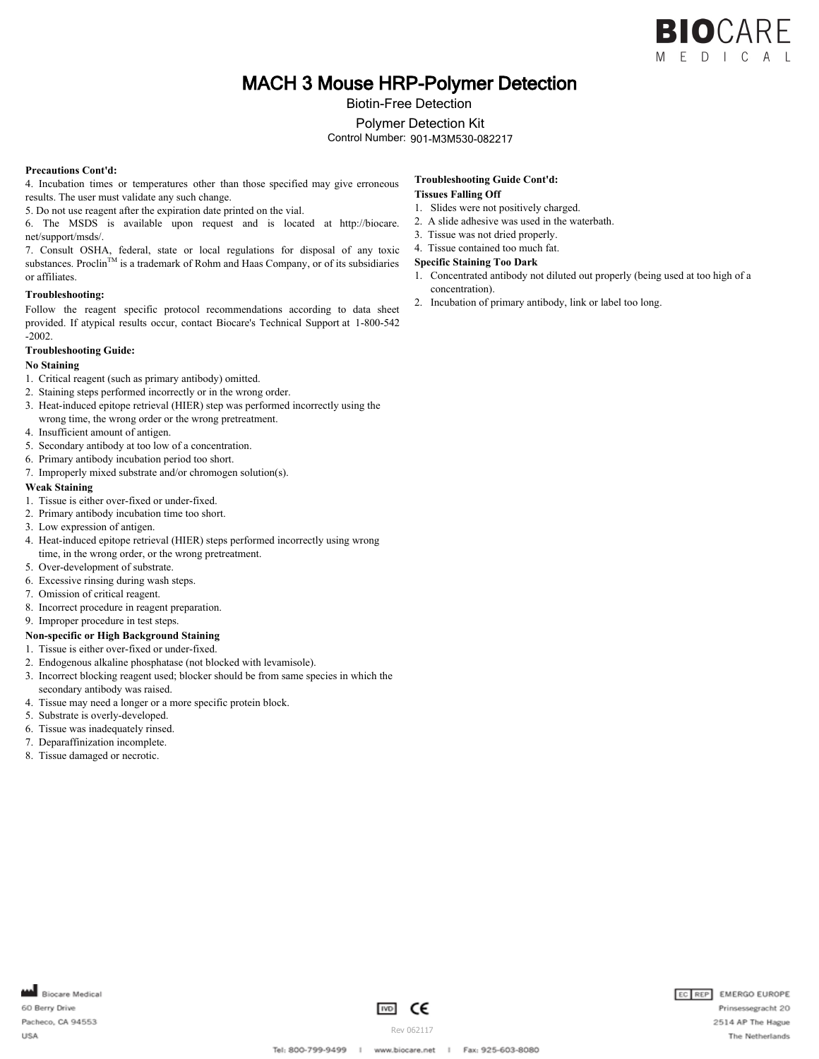# MACH 3 Mouse HRP-Polymer Detection

Biotin-Free Detection

Polymer Detection Kit

Control Number: 901-M3M530-082217

**Precautions Cont'd:**

4. Incubation times or temperatures other than those specified may give erroneous results. The user must validate any such change.
5. Do not use reagent after the expiration date printed on the vial.
6. The MSDS is available upon request and is located at http://biocare.net/support/msds/.
7. Consult OSHA, federal, state or local regulations for disposal of any toxic substances. Proclin™ is a trademark of Rohm and Haas Company, or of its subsidiaries or affiliates.

**Troubleshooting:**

Follow the reagent specific protocol recommendations according to data sheet provided. If atypical results occur, contact Biocare's Technical Support at 1-800-542-2002.

**Troubleshooting Guide:**

**No Staining**

1. Critical reagent (such as primary antibody) omitted.
2. Staining steps performed incorrectly or in the wrong order.
3. Heat-induced epitope retrieval (HIER) step was performed incorrectly using the wrong time, the wrong order or the wrong pretreatment.
4. Insufficient amount of antigen.
5. Secondary antibody at too low of a concentration.
6. Primary antibody incubation period too short.
7. Improperly mixed substrate and/or chromogen solution(s).

**Weak Staining**

1. Tissue is either over-fixed or under-fixed.
2. Primary antibody incubation time too short.
3. Low expression of antigen.
4. Heat-induced epitope retrieval (HIER) steps performed incorrectly using wrong time, in the wrong order, or the wrong pretreatment.
5. Over-development of substrate.
6. Excessive rinsing during wash steps.
7. Omission of critical reagent.
8. Incorrect procedure in reagent preparation.
9. Improper procedure in test steps.

**Non-specific or High Background Staining**

1. Tissue is either over-fixed or under-fixed.
2. Endogenous alkaline phosphatase (not blocked with levamisole).
3. Incorrect blocking reagent used; blocker should be from same species in which the secondary antibody was raised.
4. Tissue may need a longer or a more specific protein block.
5. Substrate is overly-developed.
6. Tissue was inadequately rinsed.
7. Deparaffinization incomplete.
8. Tissue damaged or necrotic.

**Troubleshooting Guide Cont'd:**

**Tissues Falling Off**

1. Slides were not positively charged.
2. A slide adhesive was used in the waterbath.
3. Tissue was not dried properly.
4. Tissue contained too much fat.

**Specific Staining Too Dark**

1. Concentrated antibody not diluted out properly (being used at too high of a concentration).
2. Incubation of primary antibody, link or label too long.

Biocare Medical
60 Berry Drive
Pacheco, CA 94553
USA

IVD CE

Rev 062117

EC REP EMERGO EUROPE
Prinsessegracht 20
2514 AP The Hague
The Netherlands

Tel: 800-799-9499 | www.biocare.net | Fax: 925-603-8080